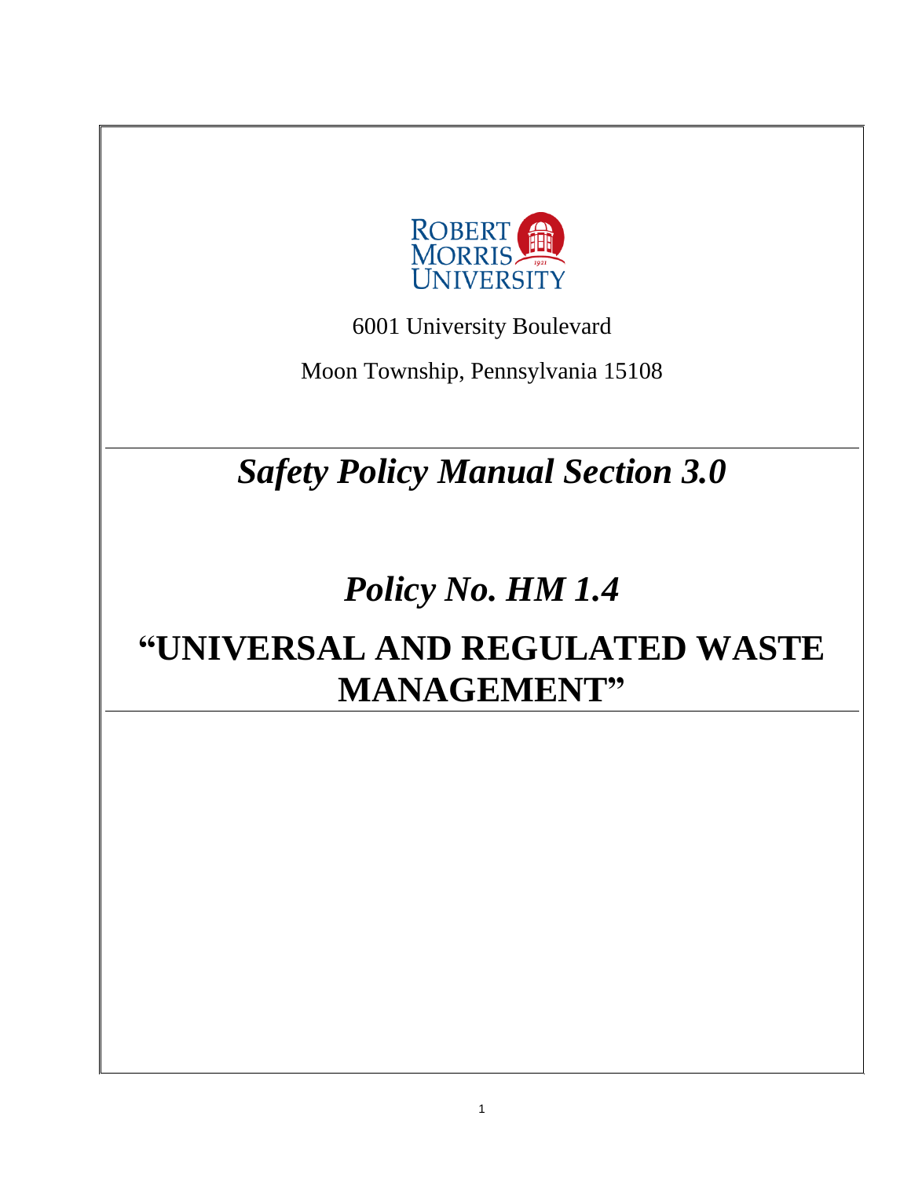ROBERT MORRIS UNIVERSITY

6001 University Boulevard

Moon Township, Pennsylvania 15108

# *Safety Policy Manual Section 3.0*

# *Policy No. HM 1.4*

# "UNIVERSAL AND REGULATED WASTE MANAGEMENT"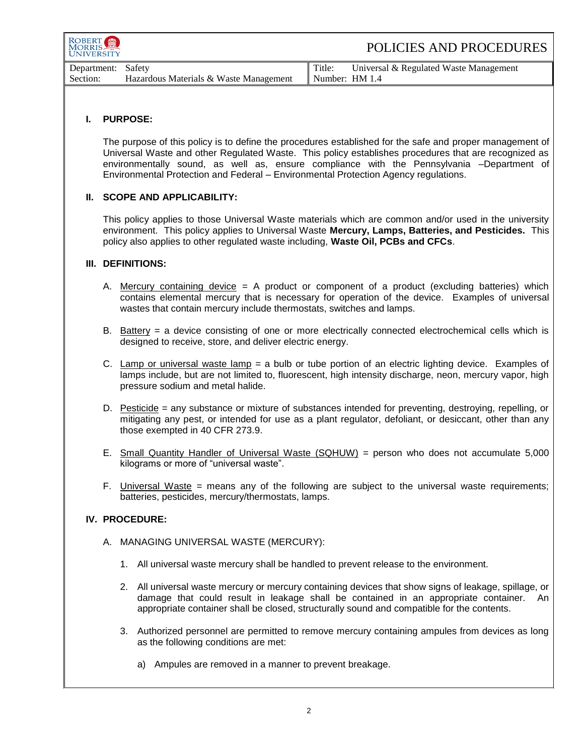## I. PURPOSE:

The purpose of this policy is to define the procedures established for the safe and proper management of Universal Waste and other Regulated Waste. This policy establishes procedures that are recognized as environmentally sound, as well as, ensure compliance with the Pennsylvania –Department of Environmental Protection and Federal – Environmental Protection Agency regulations.

## II. SCOPE AND APPLICABILITY:

This policy applies to those Universal Waste materials which are common and/or used in the university environment. This policy applies to Universal Waste **Mercury, Lamps, Batteries, and Pesticides.** This policy also applies to other regulated waste including, **Waste Oil, PCBs and CFCs**.

## III. DEFINITIONS:

A. Mercury containing device = A product or component of a product (excluding batteries) which contains elemental mercury that is necessary for operation of the device. Examples of universal wastes that contain mercury include thermostats, switches and lamps.

B. Battery = a device consisting of one or more electrically connected electrochemical cells which is designed to receive, store, and deliver electric energy.

C. Lamp or universal waste lamp = a bulb or tube portion of an electric lighting device. Examples of lamps include, but are not limited to, fluorescent, high intensity discharge, neon, mercury vapor, high pressure sodium and metal halide.

D. Pesticide = any substance or mixture of substances intended for preventing, destroying, repelling, or mitigating any pest, or intended for use as a plant regulator, defoliant, or desiccant, other than any those exempted in 40 CFR 273.9.

E. Small Quantity Handler of Universal Waste (SQHUW) = person who does not accumulate 5,000 kilograms or more of "universal waste".

F. Universal Waste = means any of the following are subject to the universal waste requirements; batteries, pesticides, mercury/thermostats, lamps.

## IV. PROCEDURE:

A. MANAGING UNIVERSAL WASTE (MERCURY):

1. All universal waste mercury shall be handled to prevent release to the environment.

2. All universal waste mercury or mercury containing devices that show signs of leakage, spillage, or damage that could result in leakage shall be contained in an appropriate container. An appropriate container shall be closed, structurally sound and compatible for the contents.

3. Authorized personnel are permitted to remove mercury containing ampules from devices as long as the following conditions are met:

   a) Ampules are removed in a manner to prevent breakage.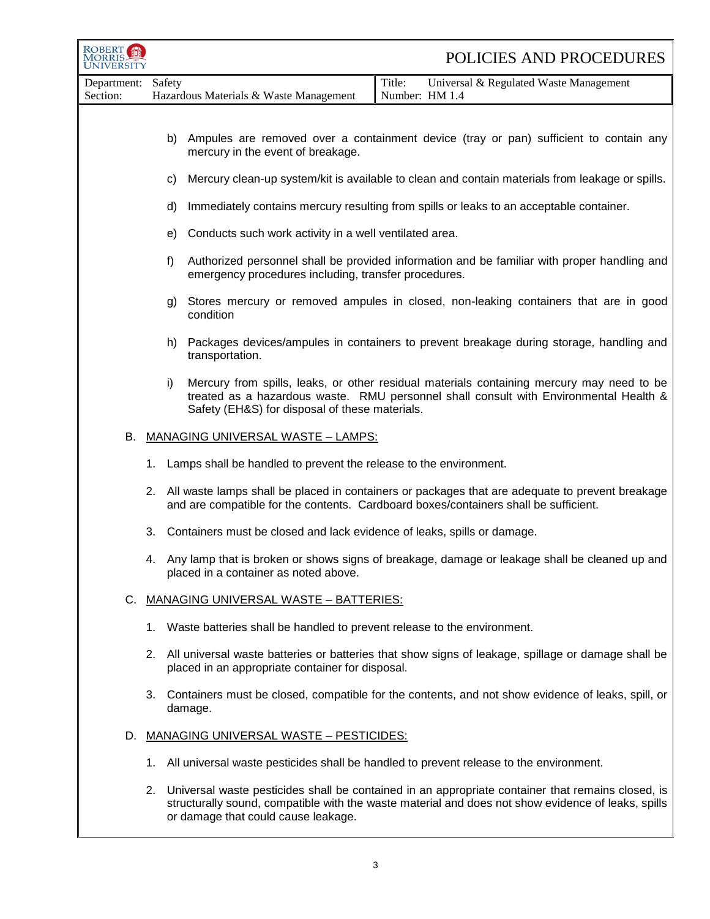b) Ampules are removed over a containment device (tray or pan) sufficient to contain any mercury in the event of breakage.

c) Mercury clean-up system/kit is available to clean and contain materials from leakage or spills.

d) Immediately contains mercury resulting from spills or leaks to an acceptable container.

e) Conducts such work activity in a well ventilated area.

f) Authorized personnel shall be provided information and be familiar with proper handling and emergency procedures including, transfer procedures.

g) Stores mercury or removed ampules in closed, non-leaking containers that are in good condition

h) Packages devices/ampules in containers to prevent breakage during storage, handling and transportation.

i) Mercury from spills, leaks, or other residual materials containing mercury may need to be treated as a hazardous waste. RMU personnel shall consult with Environmental Health & Safety (EH&S) for disposal of these materials.

B. <u>MANAGING UNIVERSAL WASTE – LAMPS:</u>

1. Lamps shall be handled to prevent the release to the environment.
2. All waste lamps shall be placed in containers or packages that are adequate to prevent breakage and are compatible for the contents. Cardboard boxes/containers shall be sufficient.
3. Containers must be closed and lack evidence of leaks, spills or damage.
4. Any lamp that is broken or shows signs of breakage, damage or leakage shall be cleaned up and placed in a container as noted above.

C. <u>MANAGING UNIVERSAL WASTE – BATTERIES:</u>

1. Waste batteries shall be handled to prevent release to the environment.
2. All universal waste batteries or batteries that show signs of leakage, spillage or damage shall be placed in an appropriate container for disposal.
3. Containers must be closed, compatible for the contents, and not show evidence of leaks, spill, or damage.

D. <u>MANAGING UNIVERSAL WASTE – PESTICIDES:</u>

1. All universal waste pesticides shall be handled to prevent release to the environment.
2. Universal waste pesticides shall be contained in an appropriate container that remains closed, is structurally sound, compatible with the waste material and does not show evidence of leaks, spills or damage that could cause leakage.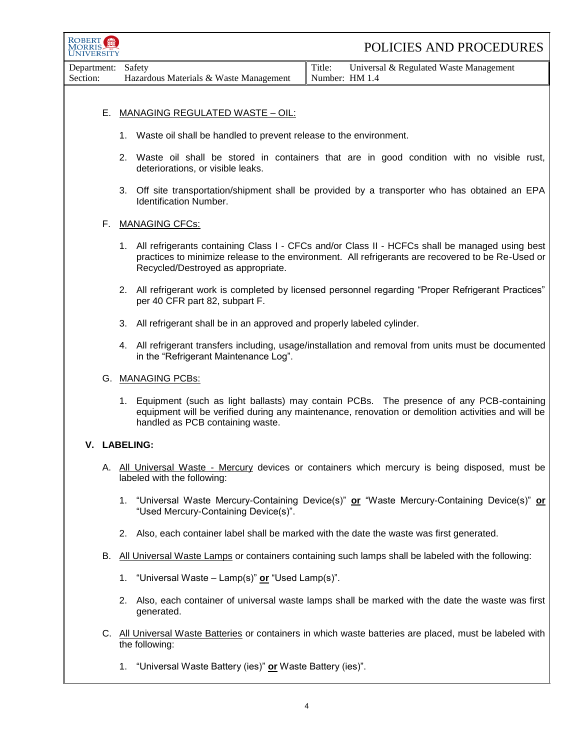E. MANAGING REGULATED WASTE – OIL:

1. Waste oil shall be handled to prevent release to the environment.
2. Waste oil shall be stored in containers that are in good condition with no visible rust, deteriorations, or visible leaks.
3. Off site transportation/shipment shall be provided by a transporter who has obtained an EPA Identification Number.

F. MANAGING CFCs:

1. All refrigerants containing Class I - CFCs and/or Class II - HCFCs shall be managed using best practices to minimize release to the environment. All refrigerants are recovered to be Re-Used or Recycled/Destroyed as appropriate.
2. All refrigerant work is completed by licensed personnel regarding "Proper Refrigerant Practices" per 40 CFR part 82, subpart F.
3. All refrigerant shall be in an approved and properly labeled cylinder.
4. All refrigerant transfers including, usage/installation and removal from units must be documented in the "Refrigerant Maintenance Log".

G. MANAGING PCBs:

1. Equipment (such as light ballasts) may contain PCBs. The presence of any PCB-containing equipment will be verified during any maintenance, renovation or demolition activities and will be handled as PCB containing waste.

## V. LABELING:

A. All Universal Waste - Mercury devices or containers which mercury is being disposed, must be labeled with the following:

1. "Universal Waste Mercury-Containing Device(s)" **or** "Waste Mercury-Containing Device(s)" **or** "Used Mercury-Containing Device(s)".
2. Also, each container label shall be marked with the date the waste was first generated.

B. All Universal Waste Lamps or containers containing such lamps shall be labeled with the following:

1. "Universal Waste – Lamp(s)" **or** "Used Lamp(s)".
2. Also, each container of universal waste lamps shall be marked with the date the waste was first generated.

C. All Universal Waste Batteries or containers in which waste batteries are placed, must be labeled with the following:

1. "Universal Waste Battery (ies)" **or** Waste Battery (ies)".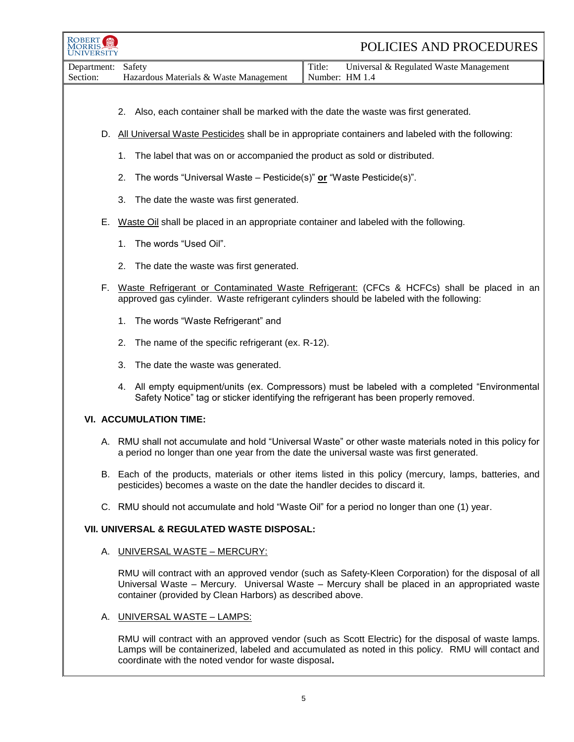2. Also, each container shall be marked with the date the waste was first generated.

D. All Universal Waste Pesticides shall be in appropriate containers and labeled with the following:

1. The label that was on or accompanied the product as sold or distributed.
2. The words "Universal Waste – Pesticide(s)" **or** "Waste Pesticide(s)".
3. The date the waste was first generated.

E. Waste Oil shall be placed in an appropriate container and labeled with the following.

1. The words "Used Oil".
2. The date the waste was first generated.

F. Waste Refrigerant or Contaminated Waste Refrigerant: (CFCs & HCFCs) shall be placed in an approved gas cylinder. Waste refrigerant cylinders should be labeled with the following:

1. The words "Waste Refrigerant" and
2. The name of the specific refrigerant (ex. R-12).
3. The date the waste was generated.
4. All empty equipment/units (ex. Compressors) must be labeled with a completed "Environmental Safety Notice" tag or sticker identifying the refrigerant has been properly removed.

## VI. ACCUMULATION TIME:

A. RMU shall not accumulate and hold "Universal Waste" or other waste materials noted in this policy for a period no longer than one year from the date the universal waste was first generated.

B. Each of the products, materials or other items listed in this policy (mercury, lamps, batteries, and pesticides) becomes a waste on the date the handler decides to discard it.

C. RMU should not accumulate and hold "Waste Oil" for a period no longer than one (1) year.

## VII. UNIVERSAL & REGULATED WASTE DISPOSAL:

A. UNIVERSAL WASTE – MERCURY:

RMU will contract with an approved vendor (such as Safety-Kleen Corporation) for the disposal of all Universal Waste – Mercury. Universal Waste – Mercury shall be placed in an appropriated waste container (provided by Clean Harbors) as described above.

A. UNIVERSAL WASTE – LAMPS:

RMU will contract with an approved vendor (such as Scott Electric) for the disposal of waste lamps. Lamps will be containerized, labeled and accumulated as noted in this policy. RMU will contact and coordinate with the noted vendor for waste disposal.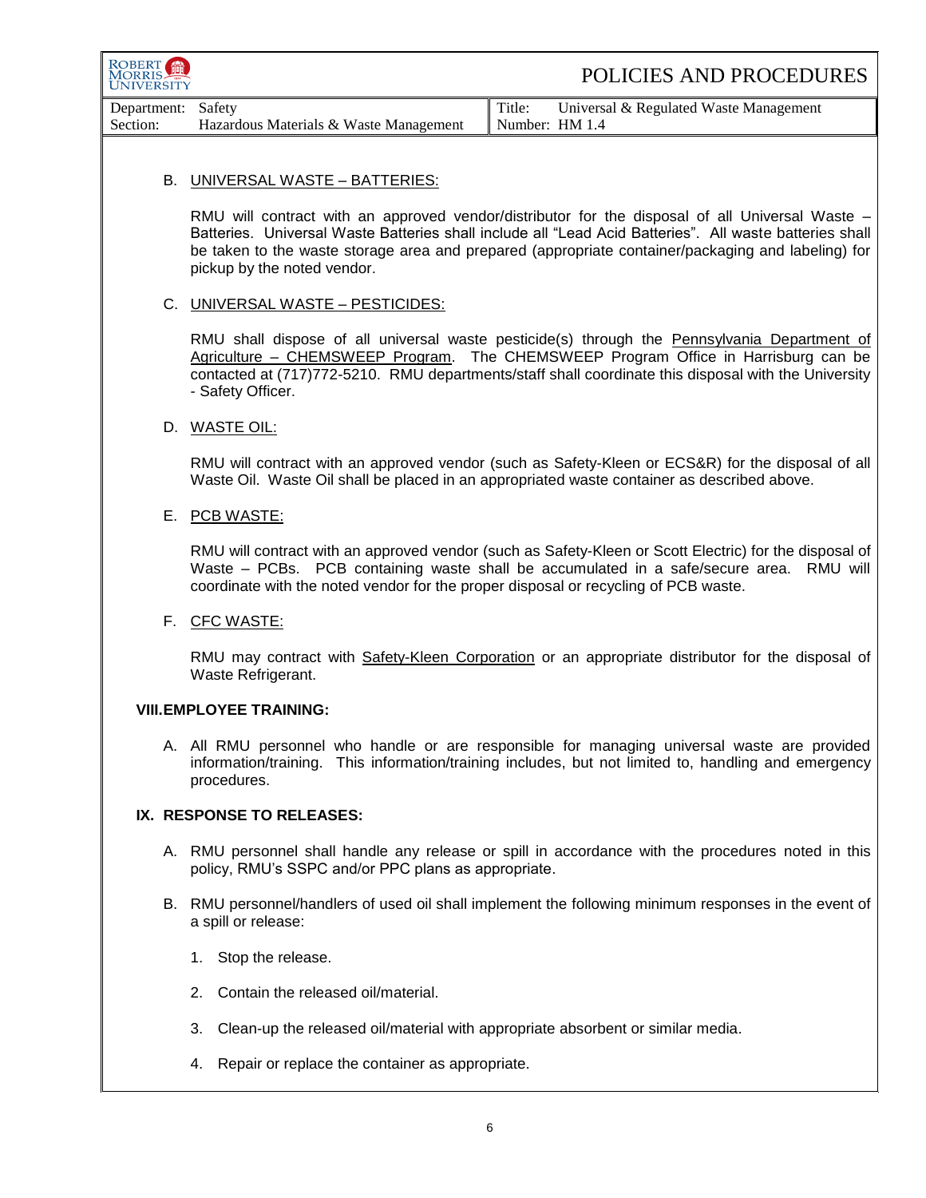B. UNIVERSAL WASTE – BATTERIES:

RMU will contract with an approved vendor/distributor for the disposal of all Universal Waste – Batteries. Universal Waste Batteries shall include all "Lead Acid Batteries". All waste batteries shall be taken to the waste storage area and prepared (appropriate container/packaging and labeling) for pickup by the noted vendor.

C. UNIVERSAL WASTE – PESTICIDES:

RMU shall dispose of all universal waste pesticide(s) through the Pennsylvania Department of Agriculture – CHEMSWEEP Program. The CHEMSWEEP Program Office in Harrisburg can be contacted at (717)772-5210. RMU departments/staff shall coordinate this disposal with the University - Safety Officer.

D. WASTE OIL:

RMU will contract with an approved vendor (such as Safety-Kleen or ECS&R) for the disposal of all Waste Oil. Waste Oil shall be placed in an appropriated waste container as described above.

E. PCB WASTE:

RMU will contract with an approved vendor (such as Safety-Kleen or Scott Electric) for the disposal of Waste – PCBs. PCB containing waste shall be accumulated in a safe/secure area. RMU will coordinate with the noted vendor for the proper disposal or recycling of PCB waste.

F. CFC WASTE:

RMU may contract with Safety-Kleen Corporation or an appropriate distributor for the disposal of Waste Refrigerant.

## VIII. EMPLOYEE TRAINING:

A. All RMU personnel who handle or are responsible for managing universal waste are provided information/training. This information/training includes, but not limited to, handling and emergency procedures.

## IX. RESPONSE TO RELEASES:

A. RMU personnel shall handle any release or spill in accordance with the procedures noted in this policy, RMU's SSPC and/or PPC plans as appropriate.

B. RMU personnel/handlers of used oil shall implement the following minimum responses in the event of a spill or release:

1. Stop the release.
2. Contain the released oil/material.
3. Clean-up the released oil/material with appropriate absorbent or similar media.
4. Repair or replace the container as appropriate.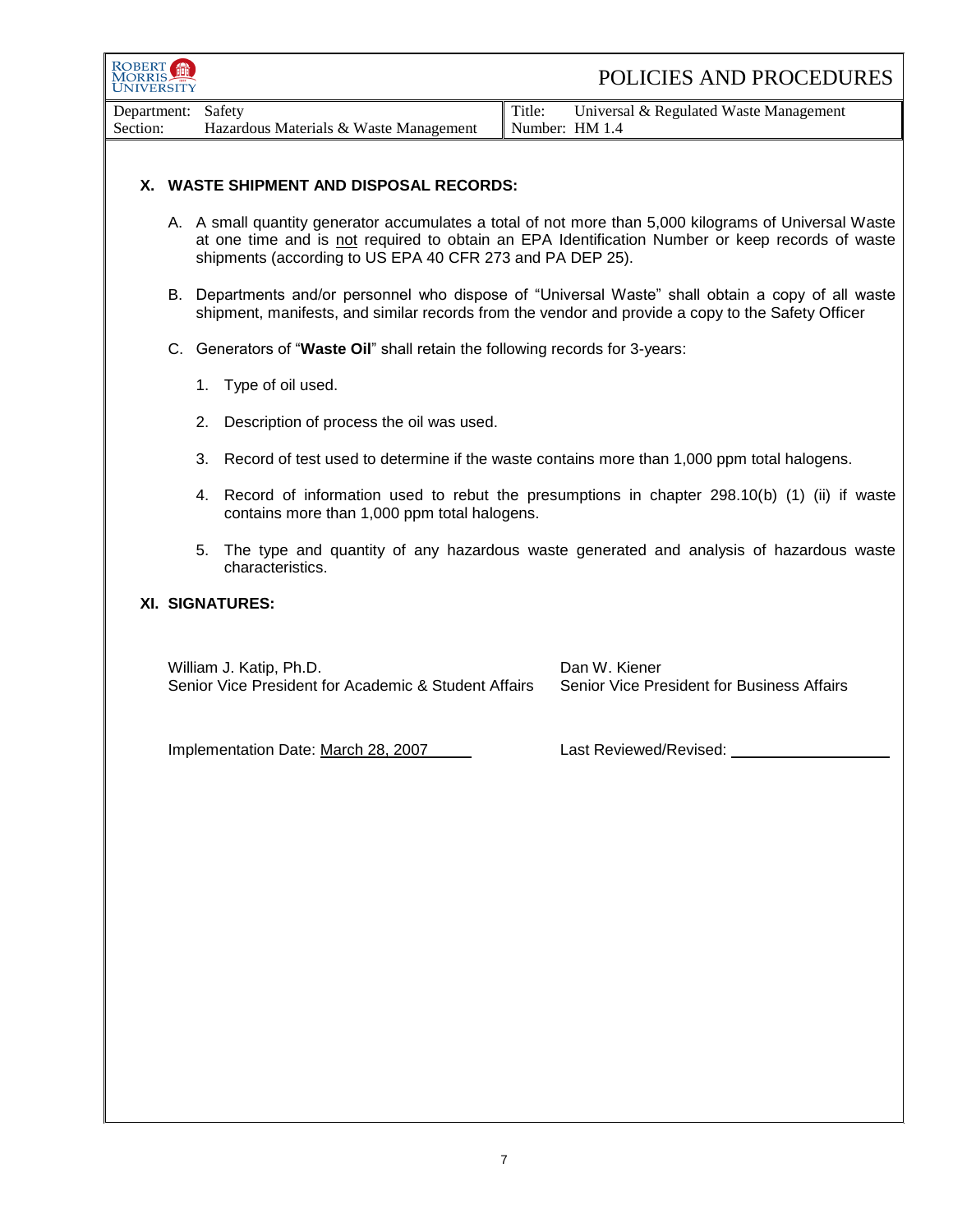## X. WASTE SHIPMENT AND DISPOSAL RECORDS:

A. A small quantity generator accumulates a total of not more than 5,000 kilograms of Universal Waste at one time and is not required to obtain an EPA Identification Number or keep records of waste shipments (according to US EPA 40 CFR 273 and PA DEP 25).

B. Departments and/or personnel who dispose of "Universal Waste" shall obtain a copy of all waste shipment, manifests, and similar records from the vendor and provide a copy to the Safety Officer

C. Generators of "**Waste Oil**" shall retain the following records for 3-years:

1. Type of oil used.
2. Description of process the oil was used.
3. Record of test used to determine if the waste contains more than 1,000 ppm total halogens.
4. Record of information used to rebut the presumptions in chapter 298.10(b) (1) (ii) if waste contains more than 1,000 ppm total halogens.
5. The type and quantity of any hazardous waste generated and analysis of hazardous waste characteristics.

## XI. SIGNATURES:

William J. Katip, Ph.D.
Senior Vice President for Academic & Student Affairs

Dan W. Kiener
Senior Vice President for Business Affairs

Implementation Date: March 28, 2007

Last Reviewed/Revised: ____________________